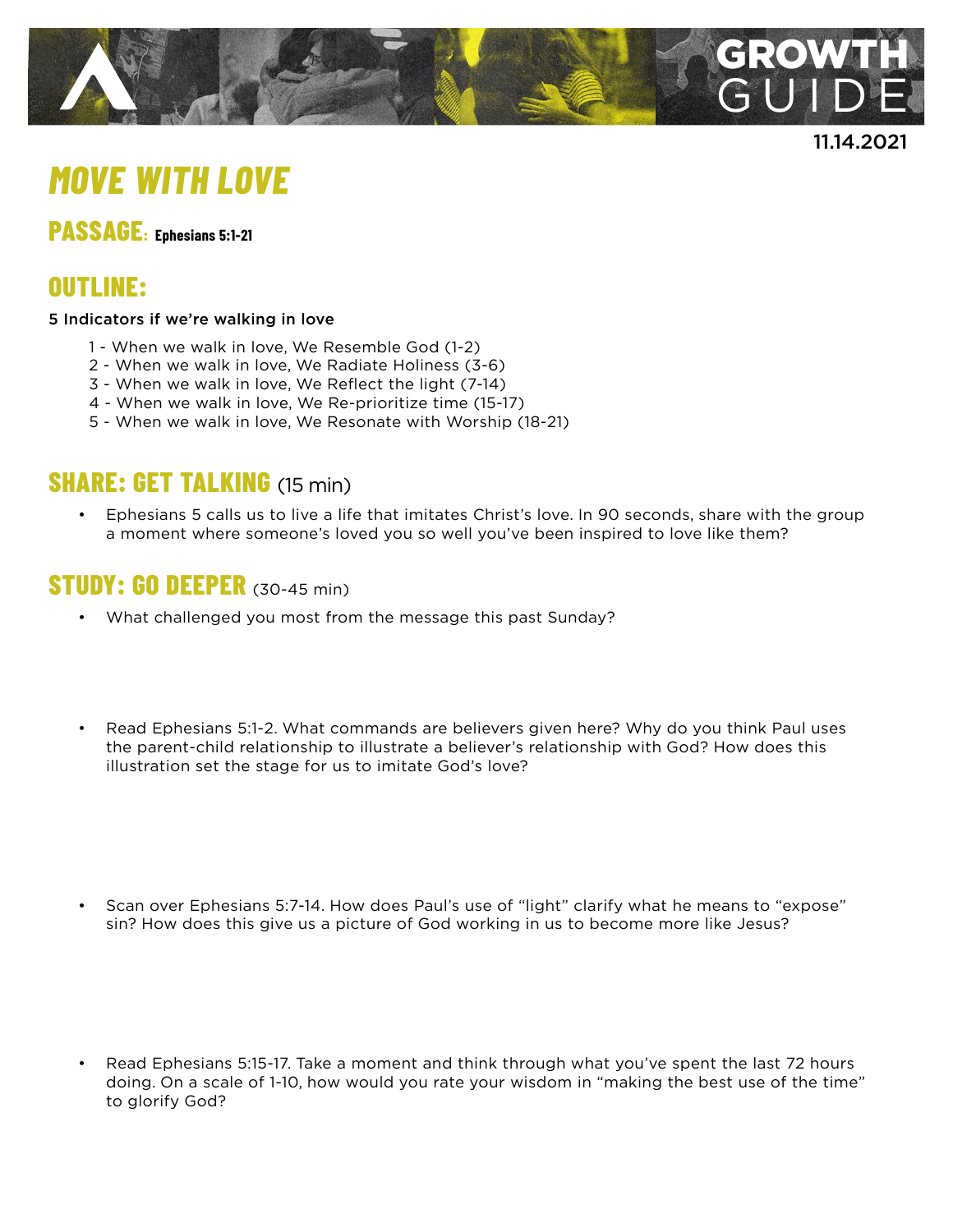# GROWTH GUIDE

11.14.2021

# MOVE WITH LOVE

## PASSAGE: Ephesians 5:1-21

## OUTLINE:

**5 Indicators if we're walking in love**

1 - When we walk in love, We Resemble God (1-2)
2 - When we walk in love, We Radiate Holiness (3-6)
3 - When we walk in love, We Reflect the light (7-14)
4 - When we walk in love, We Re-prioritize time (15-17)
5 - When we walk in love, We Resonate with Worship (18-21)

## SHARE: GET TALKING (15 min)

- Ephesians 5 calls us to live a life that imitates Christ's love. In 90 seconds, share with the group a moment where someone's loved you so well you've been inspired to love like them?

## STUDY: GO DEEPER (30-45 min)

- What challenged you most from the message this past Sunday?

- Read Ephesians 5:1-2. What commands are believers given here? Why do you think Paul uses the parent-child relationship to illustrate a believer's relationship with God? How does this illustration set the stage for us to imitate God's love?

- Scan over Ephesians 5:7-14. How does Paul's use of "light" clarify what he means to "expose" sin? How does this give us a picture of God working in us to become more like Jesus?

- Read Ephesians 5:15-17. Take a moment and think through what you've spent the last 72 hours doing. On a scale of 1-10, how would you rate your wisdom in "making the best use of the time" to glorify God?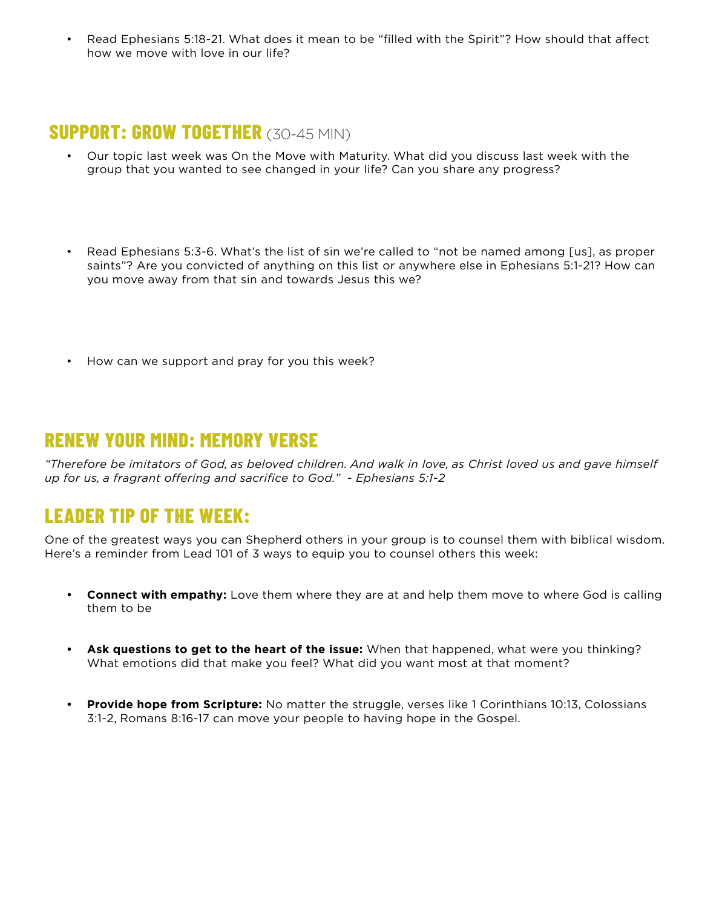- Read Ephesians 5:18-21. What does it mean to be "filled with the Spirit"? How should that affect how we move with love in our life?

## SUPPORT: GROW TOGETHER (30-45 MIN)

- Our topic last week was On the Move with Maturity. What did you discuss last week with the group that you wanted to see changed in your life? Can you share any progress?

- Read Ephesians 5:3-6. What's the list of sin we're called to "not be named among [us], as proper saints"? Are you convicted of anything on this list or anywhere else in Ephesians 5:1-21? How can you move away from that sin and towards Jesus this we?

- How can we support and pray for you this week?

## RENEW YOUR MIND: MEMORY VERSE

*"Therefore be imitators of God, as beloved children. And walk in love, as Christ loved us and gave himself up for us, a fragrant offering and sacrifice to God." - Ephesians 5:1-2*

## LEADER TIP OF THE WEEK:

One of the greatest ways you can Shepherd others in your group is to counsel them with biblical wisdom. Here's a reminder from Lead 101 of 3 ways to equip you to counsel others this week:

- **Connect with empathy:** Love them where they are at and help them move to where God is calling them to be

- **Ask questions to get to the heart of the issue:** When that happened, what were you thinking? What emotions did that make you feel? What did you want most at that moment?

- **Provide hope from Scripture:** No matter the struggle, verses like 1 Corinthians 10:13, Colossians 3:1-2, Romans 8:16-17 can move your people to having hope in the Gospel.